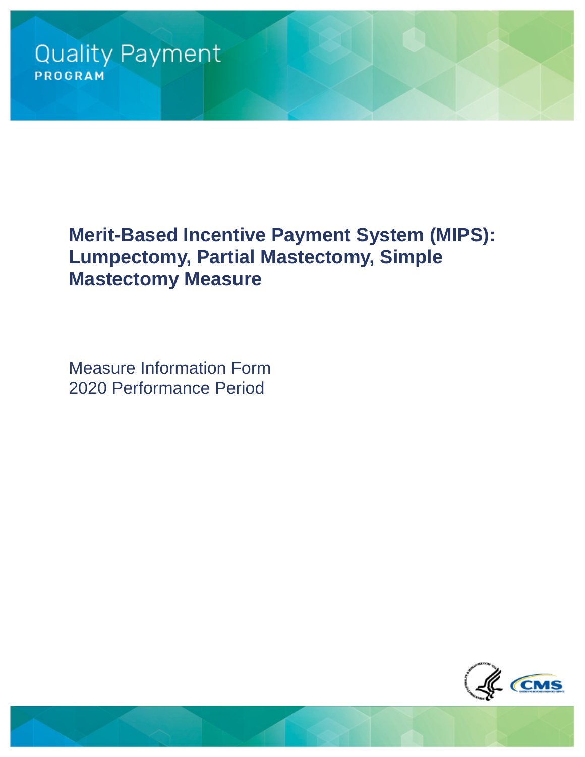Quality Payment

PROGRAM

# Merit-Based Incentive Payment System (MIPS): Lumpectomy, Partial Mastectomy, Simple Mastectomy Measure

Measure Information Form
2020 Performance Period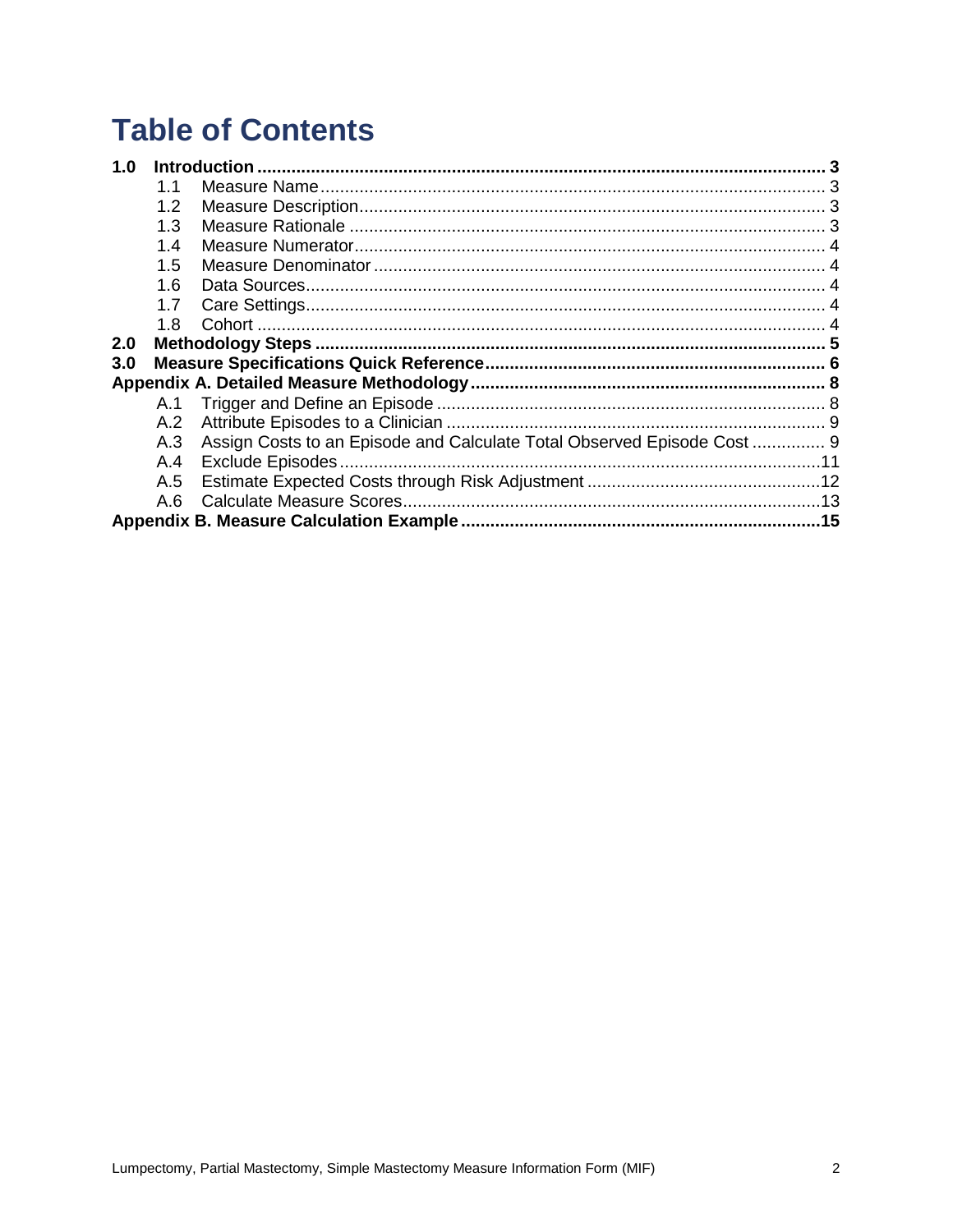# Table of Contents

**1.0 Introduction** .......... **3**
- 1.1 Measure Name .......... 3
- 1.2 Measure Description .......... 3
- 1.3 Measure Rationale .......... 3
- 1.4 Measure Numerator .......... 4
- 1.5 Measure Denominator .......... 4
- 1.6 Data Sources .......... 4
- 1.7 Care Settings .......... 4
- 1.8 Cohort .......... 4

**2.0 Methodology Steps** .......... **5**

**3.0 Measure Specifications Quick Reference** .......... **6**

**Appendix A. Detailed Measure Methodology** .......... **8**
- A.1 Trigger and Define an Episode .......... 8
- A.2 Attribute Episodes to a Clinician .......... 9
- A.3 Assign Costs to an Episode and Calculate Total Observed Episode Cost .......... 9
- A.4 Exclude Episodes .......... 11
- A.5 Estimate Expected Costs through Risk Adjustment .......... 12
- A.6 Calculate Measure Scores .......... 13

**Appendix B. Measure Calculation Example** .......... **15**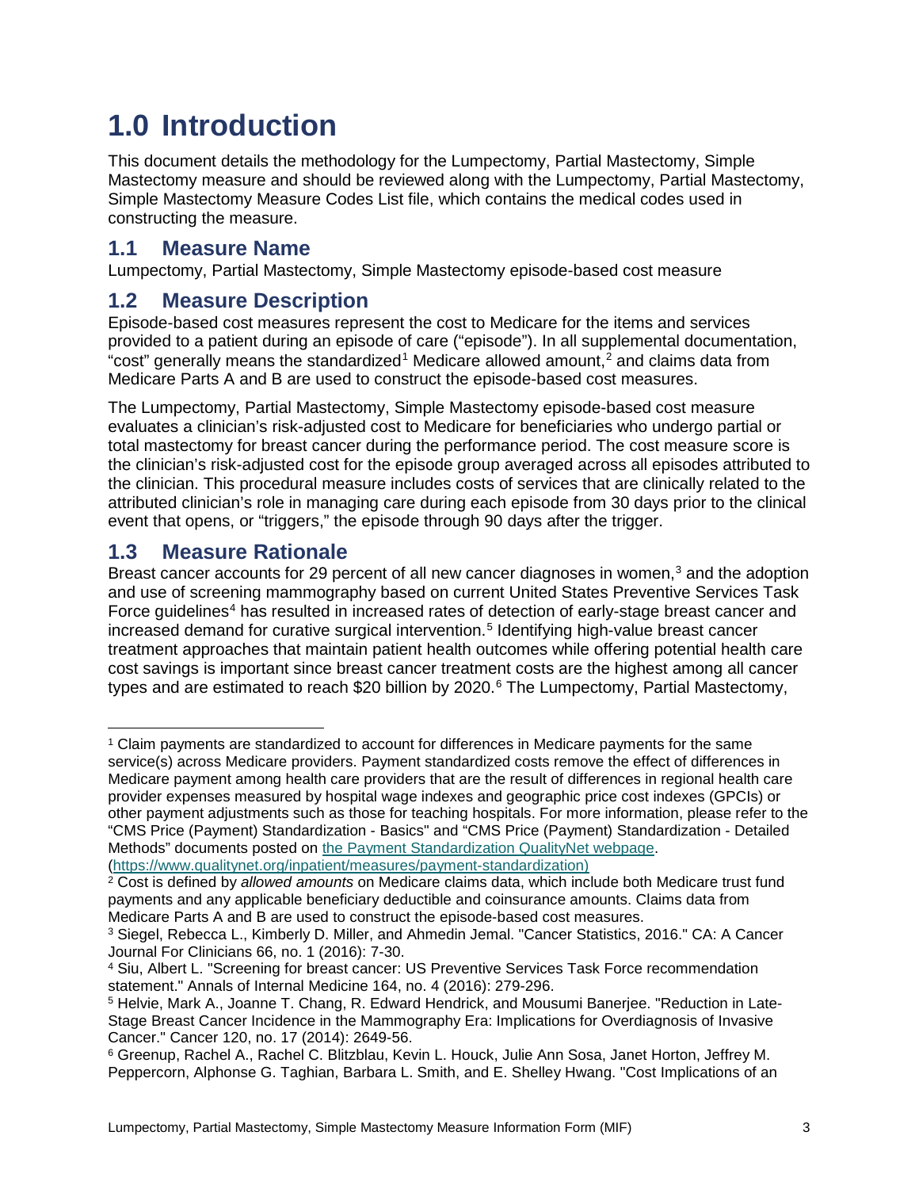# 1.0 Introduction

This document details the methodology for the Lumpectomy, Partial Mastectomy, Simple Mastectomy measure and should be reviewed along with the Lumpectomy, Partial Mastectomy, Simple Mastectomy Measure Codes List file, which contains the medical codes used in constructing the measure.

## 1.1 Measure Name

Lumpectomy, Partial Mastectomy, Simple Mastectomy episode-based cost measure

## 1.2 Measure Description

Episode-based cost measures represent the cost to Medicare for the items and services provided to a patient during an episode of care ("episode"). In all supplemental documentation, "cost" generally means the standardized[1] Medicare allowed amount,[2] and claims data from Medicare Parts A and B are used to construct the episode-based cost measures.

The Lumpectomy, Partial Mastectomy, Simple Mastectomy episode-based cost measure evaluates a clinician's risk-adjusted cost to Medicare for beneficiaries who undergo partial or total mastectomy for breast cancer during the performance period. The cost measure score is the clinician's risk-adjusted cost for the episode group averaged across all episodes attributed to the clinician. This procedural measure includes costs of services that are clinically related to the attributed clinician's role in managing care during each episode from 30 days prior to the clinical event that opens, or "triggers," the episode through 90 days after the trigger.

## 1.3 Measure Rationale

Breast cancer accounts for 29 percent of all new cancer diagnoses in women,[3] and the adoption and use of screening mammography based on current United States Preventive Services Task Force guidelines[4] has resulted in increased rates of detection of early-stage breast cancer and increased demand for curative surgical intervention.[5] Identifying high-value breast cancer treatment approaches that maintain patient health outcomes while offering potential health care cost savings is important since breast cancer treatment costs are the highest among all cancer types and are estimated to reach $20 billion by 2020.[6] The Lumpectomy, Partial Mastectomy,

---

[1] Claim payments are standardized to account for differences in Medicare payments for the same service(s) across Medicare providers. Payment standardized costs remove the effect of differences in Medicare payment among health care providers that are the result of differences in regional health care provider expenses measured by hospital wage indexes and geographic price cost indexes (GPCIs) or other payment adjustments such as those for teaching hospitals. For more information, please refer to the "CMS Price (Payment) Standardization - Basics" and "CMS Price (Payment) Standardization - Detailed Methods" documents posted on [the Payment Standardization QualityNet webpage](https://www.qualitynet.org/inpatient/measures/payment-standardization). (https://www.qualitynet.org/inpatient/measures/payment-standardization)

[2] Cost is defined by *allowed amounts* on Medicare claims data, which include both Medicare trust fund payments and any applicable beneficiary deductible and coinsurance amounts. Claims data from Medicare Parts A and B are used to construct the episode-based cost measures.

[3] Siegel, Rebecca L., Kimberly D. Miller, and Ahmedin Jemal. "Cancer Statistics, 2016." CA: A Cancer Journal For Clinicians 66, no. 1 (2016): 7-30.

[4] Siu, Albert L. "Screening for breast cancer: US Preventive Services Task Force recommendation statement." Annals of Internal Medicine 164, no. 4 (2016): 279-296.

[5] Helvie, Mark A., Joanne T. Chang, R. Edward Hendrick, and Mousumi Banerjee. "Reduction in Late-Stage Breast Cancer Incidence in the Mammography Era: Implications for Overdiagnosis of Invasive Cancer." Cancer 120, no. 17 (2014): 2649-56.

[6] Greenup, Rachel A., Rachel C. Blitzblau, Kevin L. Houck, Julie Ann Sosa, Janet Horton, Jeffrey M. Peppercorn, Alphonse G. Taghian, Barbara L. Smith, and E. Shelley Hwang. "Cost Implications of an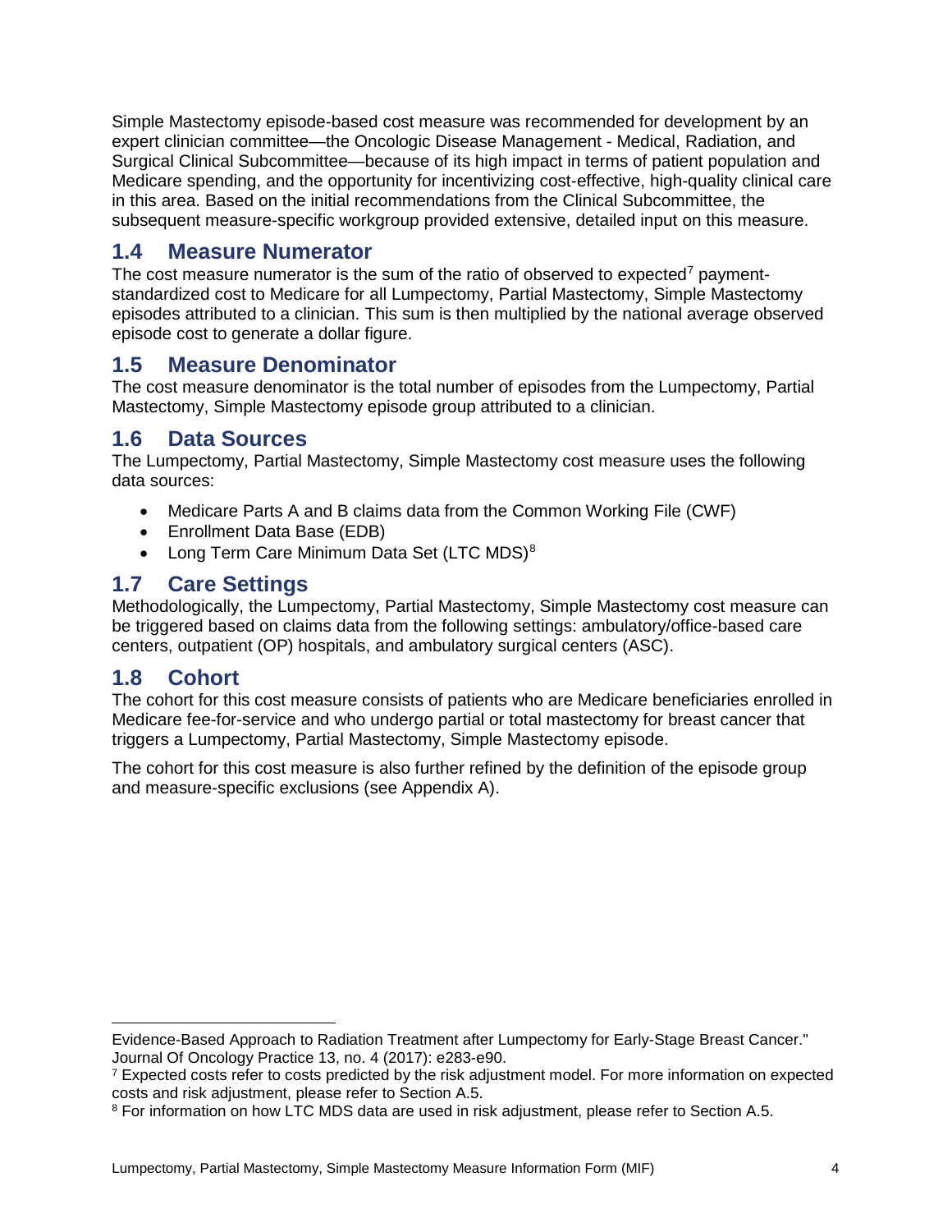Simple Mastectomy episode-based cost measure was recommended for development by an expert clinician committee—the Oncologic Disease Management - Medical, Radiation, and Surgical Clinical Subcommittee—because of its high impact in terms of patient population and Medicare spending, and the opportunity for incentivizing cost-effective, high-quality clinical care in this area. Based on the initial recommendations from the Clinical Subcommittee, the subsequent measure-specific workgroup provided extensive, detailed input on this measure.

## 1.4 Measure Numerator

The cost measure numerator is the sum of the ratio of observed to expected[7] payment-standardized cost to Medicare for all Lumpectomy, Partial Mastectomy, Simple Mastectomy episodes attributed to a clinician. This sum is then multiplied by the national average observed episode cost to generate a dollar figure.

## 1.5 Measure Denominator

The cost measure denominator is the total number of episodes from the Lumpectomy, Partial Mastectomy, Simple Mastectomy episode group attributed to a clinician.

## 1.6 Data Sources

The Lumpectomy, Partial Mastectomy, Simple Mastectomy cost measure uses the following data sources:

- Medicare Parts A and B claims data from the Common Working File (CWF)
- Enrollment Data Base (EDB)
- Long Term Care Minimum Data Set (LTC MDS)[8]

## 1.7 Care Settings

Methodologically, the Lumpectomy, Partial Mastectomy, Simple Mastectomy cost measure can be triggered based on claims data from the following settings: ambulatory/office-based care centers, outpatient (OP) hospitals, and ambulatory surgical centers (ASC).

## 1.8 Cohort

The cohort for this cost measure consists of patients who are Medicare beneficiaries enrolled in Medicare fee-for-service and who undergo partial or total mastectomy for breast cancer that triggers a Lumpectomy, Partial Mastectomy, Simple Mastectomy episode.

The cohort for this cost measure is also further refined by the definition of the episode group and measure-specific exclusions (see Appendix A).

---

Evidence-Based Approach to Radiation Treatment after Lumpectomy for Early-Stage Breast Cancer." Journal Of Oncology Practice 13, no. 4 (2017): e283-e90.

[7] Expected costs refer to costs predicted by the risk adjustment model. For more information on expected costs and risk adjustment, please refer to Section A.5.

[8] For information on how LTC MDS data are used in risk adjustment, please refer to Section A.5.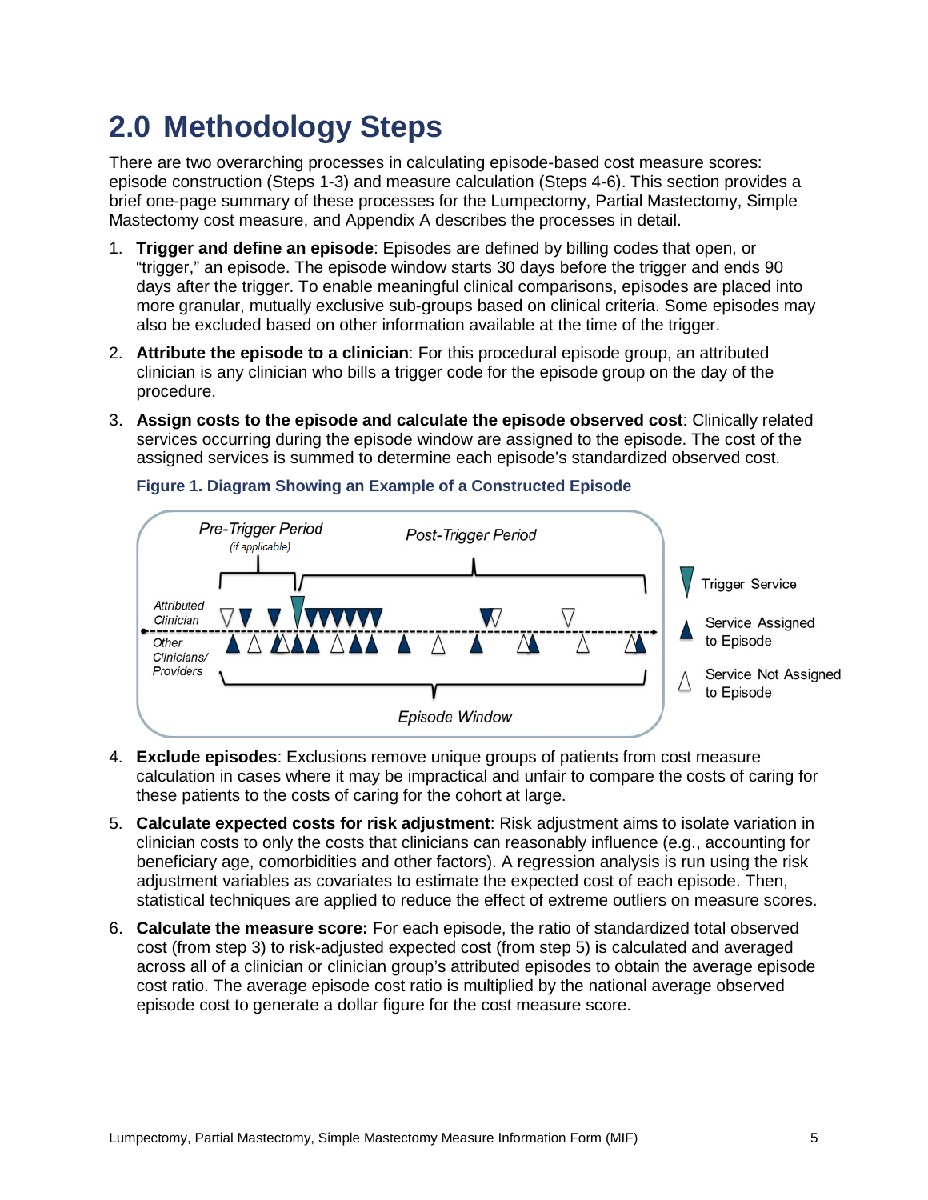# 2.0 Methodology Steps

There are two overarching processes in calculating episode-based cost measure scores: episode construction (Steps 1-3) and measure calculation (Steps 4-6). This section provides a brief one-page summary of these processes for the Lumpectomy, Partial Mastectomy, Simple Mastectomy cost measure, and Appendix A describes the processes in detail.

1. **Trigger and define an episode**: Episodes are defined by billing codes that open, or "trigger," an episode. The episode window starts 30 days before the trigger and ends 90 days after the trigger. To enable meaningful clinical comparisons, episodes are placed into more granular, mutually exclusive sub-groups based on clinical criteria. Some episodes may also be excluded based on other information available at the time of the trigger.
2. **Attribute the episode to a clinician**: For this procedural episode group, an attributed clinician is any clinician who bills a trigger code for the episode group on the day of the procedure.
3. **Assign costs to the episode and calculate the episode observed cost**: Clinically related services occurring during the episode window are assigned to the episode. The cost of the assigned services is summed to determine each episode's standardized observed cost.

**Figure 1. Diagram Showing an Example of a Constructed Episode**

4. **Exclude episodes**: Exclusions remove unique groups of patients from cost measure calculation in cases where it may be impractical and unfair to compare the costs of caring for these patients to the costs of caring for the cohort at large.
5. **Calculate expected costs for risk adjustment**: Risk adjustment aims to isolate variation in clinician costs to only the costs that clinicians can reasonably influence (e.g., accounting for beneficiary age, comorbidities and other factors). A regression analysis is run using the risk adjustment variables as covariates to estimate the expected cost of each episode. Then, statistical techniques are applied to reduce the effect of extreme outliers on measure scores.
6. **Calculate the measure score:** For each episode, the ratio of standardized total observed cost (from step 3) to risk-adjusted expected cost (from step 5) is calculated and averaged across all of a clinician or clinician group's attributed episodes to obtain the average episode cost ratio. The average episode cost ratio is multiplied by the national average observed episode cost to generate a dollar figure for the cost measure score.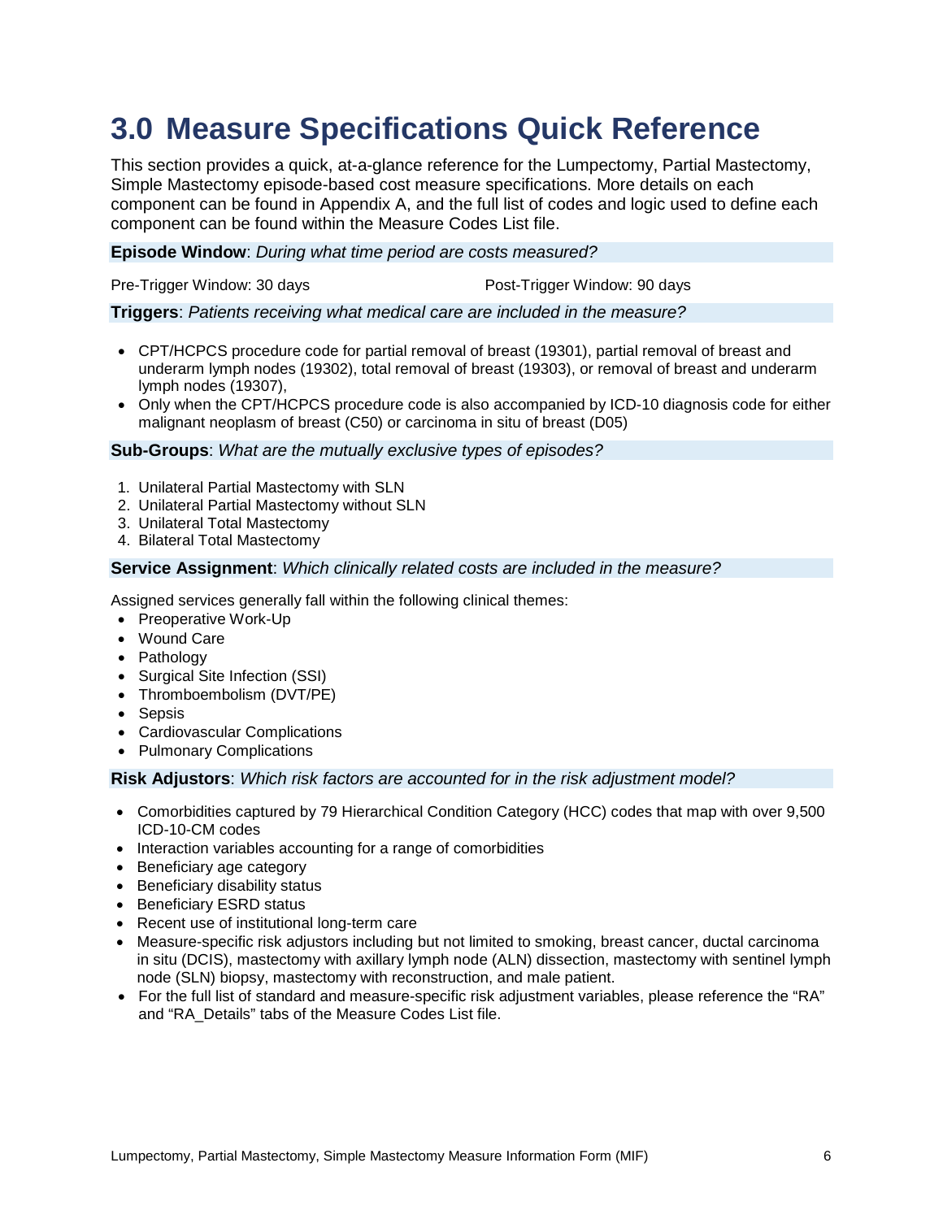# 3.0 Measure Specifications Quick Reference

This section provides a quick, at-a-glance reference for the Lumpectomy, Partial Mastectomy, Simple Mastectomy episode-based cost measure specifications. More details on each component can be found in Appendix A, and the full list of codes and logic used to define each component can be found within the Measure Codes List file.

**Episode Window**: *During what time period are costs measured?*

Pre-Trigger Window: 30 days

Post-Trigger Window: 90 days

**Triggers**: *Patients receiving what medical care are included in the measure?*

- CPT/HCPCS procedure code for partial removal of breast (19301), partial removal of breast and underarm lymph nodes (19302), total removal of breast (19303), or removal of breast and underarm lymph nodes (19307),
- Only when the CPT/HCPCS procedure code is also accompanied by ICD-10 diagnosis code for either malignant neoplasm of breast (C50) or carcinoma in situ of breast (D05)

**Sub-Groups**: *What are the mutually exclusive types of episodes?*

1. Unilateral Partial Mastectomy with SLN
2. Unilateral Partial Mastectomy without SLN
3. Unilateral Total Mastectomy
4. Bilateral Total Mastectomy

**Service Assignment**: *Which clinically related costs are included in the measure?*

Assigned services generally fall within the following clinical themes:

- Preoperative Work-Up
- Wound Care
- Pathology
- Surgical Site Infection (SSI)
- Thromboembolism (DVT/PE)
- Sepsis
- Cardiovascular Complications
- Pulmonary Complications

**Risk Adjustors**: *Which risk factors are accounted for in the risk adjustment model?*

- Comorbidities captured by 79 Hierarchical Condition Category (HCC) codes that map with over 9,500 ICD-10-CM codes
- Interaction variables accounting for a range of comorbidities
- Beneficiary age category
- Beneficiary disability status
- Beneficiary ESRD status
- Recent use of institutional long-term care
- Measure-specific risk adjustors including but not limited to smoking, breast cancer, ductal carcinoma in situ (DCIS), mastectomy with axillary lymph node (ALN) dissection, mastectomy with sentinel lymph node (SLN) biopsy, mastectomy with reconstruction, and male patient.
- For the full list of standard and measure-specific risk adjustment variables, please reference the “RA” and “RA_Details” tabs of the Measure Codes List file.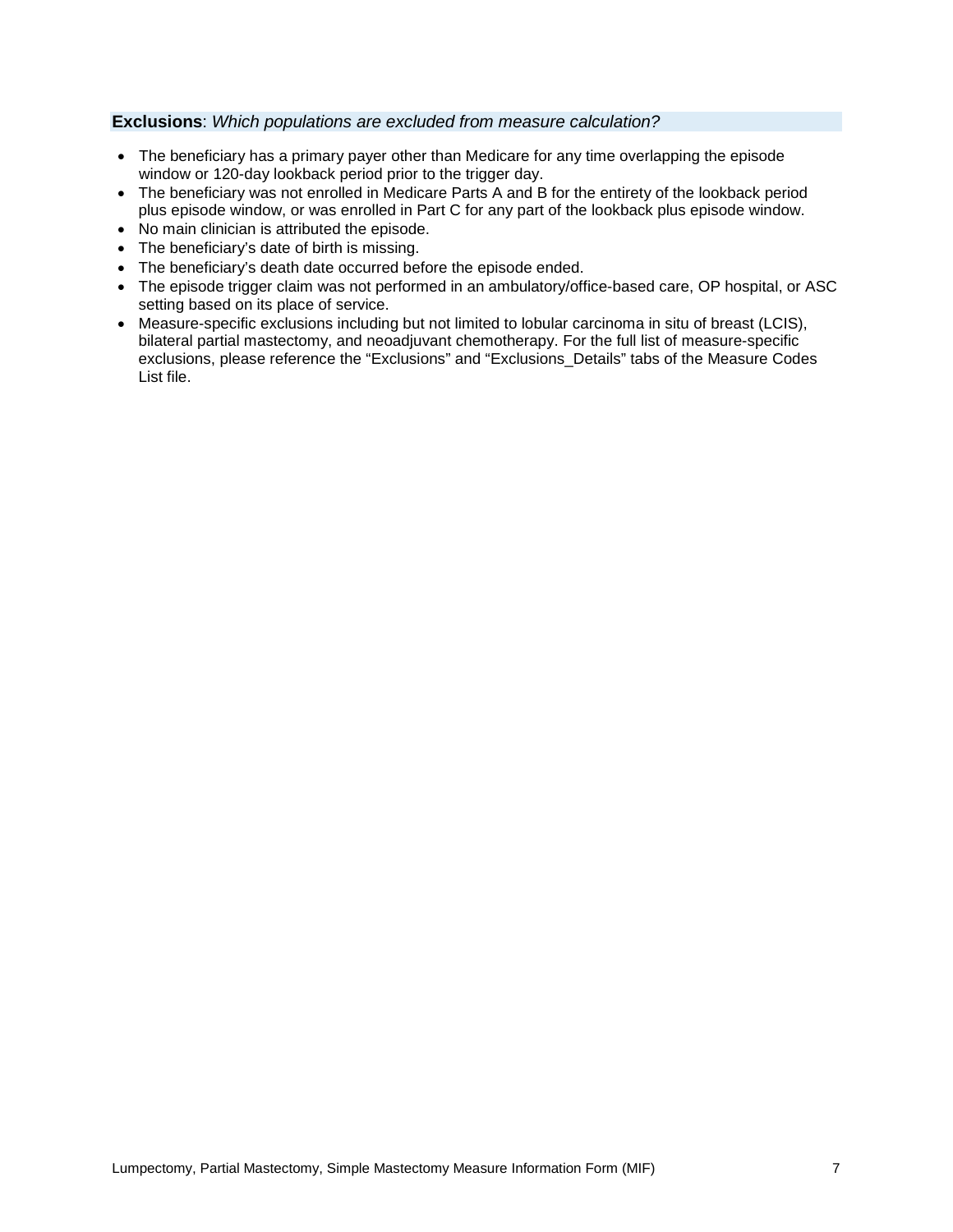**Exclusions**: *Which populations are excluded from measure calculation?*

- The beneficiary has a primary payer other than Medicare for any time overlapping the episode window or 120-day lookback period prior to the trigger day.
- The beneficiary was not enrolled in Medicare Parts A and B for the entirety of the lookback period plus episode window, or was enrolled in Part C for any part of the lookback plus episode window.
- No main clinician is attributed the episode.
- The beneficiary's date of birth is missing.
- The beneficiary's death date occurred before the episode ended.
- The episode trigger claim was not performed in an ambulatory/office-based care, OP hospital, or ASC setting based on its place of service.
- Measure-specific exclusions including but not limited to lobular carcinoma in situ of breast (LCIS), bilateral partial mastectomy, and neoadjuvant chemotherapy. For the full list of measure-specific exclusions, please reference the "Exclusions" and "Exclusions_Details" tabs of the Measure Codes List file.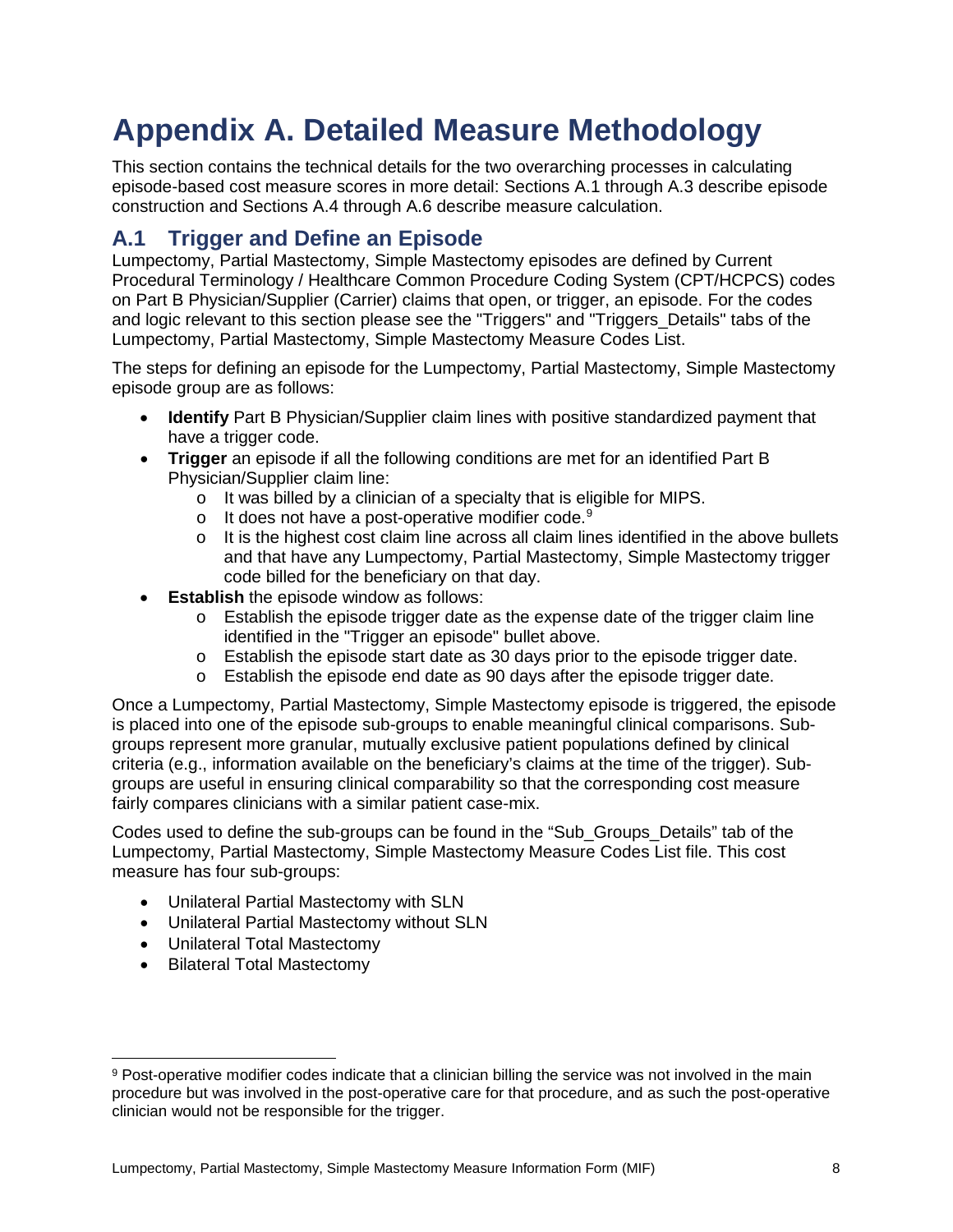# Appendix A. Detailed Measure Methodology

This section contains the technical details for the two overarching processes in calculating episode-based cost measure scores in more detail: Sections A.1 through A.3 describe episode construction and Sections A.4 through A.6 describe measure calculation.

## A.1 Trigger and Define an Episode

Lumpectomy, Partial Mastectomy, Simple Mastectomy episodes are defined by Current Procedural Terminology / Healthcare Common Procedure Coding System (CPT/HCPCS) codes on Part B Physician/Supplier (Carrier) claims that open, or trigger, an episode. For the codes and logic relevant to this section please see the "Triggers" and "Triggers_Details" tabs of the Lumpectomy, Partial Mastectomy, Simple Mastectomy Measure Codes List.

The steps for defining an episode for the Lumpectomy, Partial Mastectomy, Simple Mastectomy episode group are as follows:

- **Identify** Part B Physician/Supplier claim lines with positive standardized payment that have a trigger code.
- **Trigger** an episode if all the following conditions are met for an identified Part B Physician/Supplier claim line:
  - It was billed by a clinician of a specialty that is eligible for MIPS.
  - It does not have a post-operative modifier code.[9]
  - It is the highest cost claim line across all claim lines identified in the above bullets and that have any Lumpectomy, Partial Mastectomy, Simple Mastectomy trigger code billed for the beneficiary on that day.
- **Establish** the episode window as follows:
  - Establish the episode trigger date as the expense date of the trigger claim line identified in the "Trigger an episode" bullet above.
  - Establish the episode start date as 30 days prior to the episode trigger date.
  - Establish the episode end date as 90 days after the episode trigger date.

Once a Lumpectomy, Partial Mastectomy, Simple Mastectomy episode is triggered, the episode is placed into one of the episode sub-groups to enable meaningful clinical comparisons. Sub-groups represent more granular, mutually exclusive patient populations defined by clinical criteria (e.g., information available on the beneficiary's claims at the time of the trigger). Sub-groups are useful in ensuring clinical comparability so that the corresponding cost measure fairly compares clinicians with a similar patient case-mix.

Codes used to define the sub-groups can be found in the "Sub_Groups_Details" tab of the Lumpectomy, Partial Mastectomy, Simple Mastectomy Measure Codes List file. This cost measure has four sub-groups:

- Unilateral Partial Mastectomy with SLN
- Unilateral Partial Mastectomy without SLN
- Unilateral Total Mastectomy
- Bilateral Total Mastectomy

---

[9] Post-operative modifier codes indicate that a clinician billing the service was not involved in the main procedure but was involved in the post-operative care for that procedure, and as such the post-operative clinician would not be responsible for the trigger.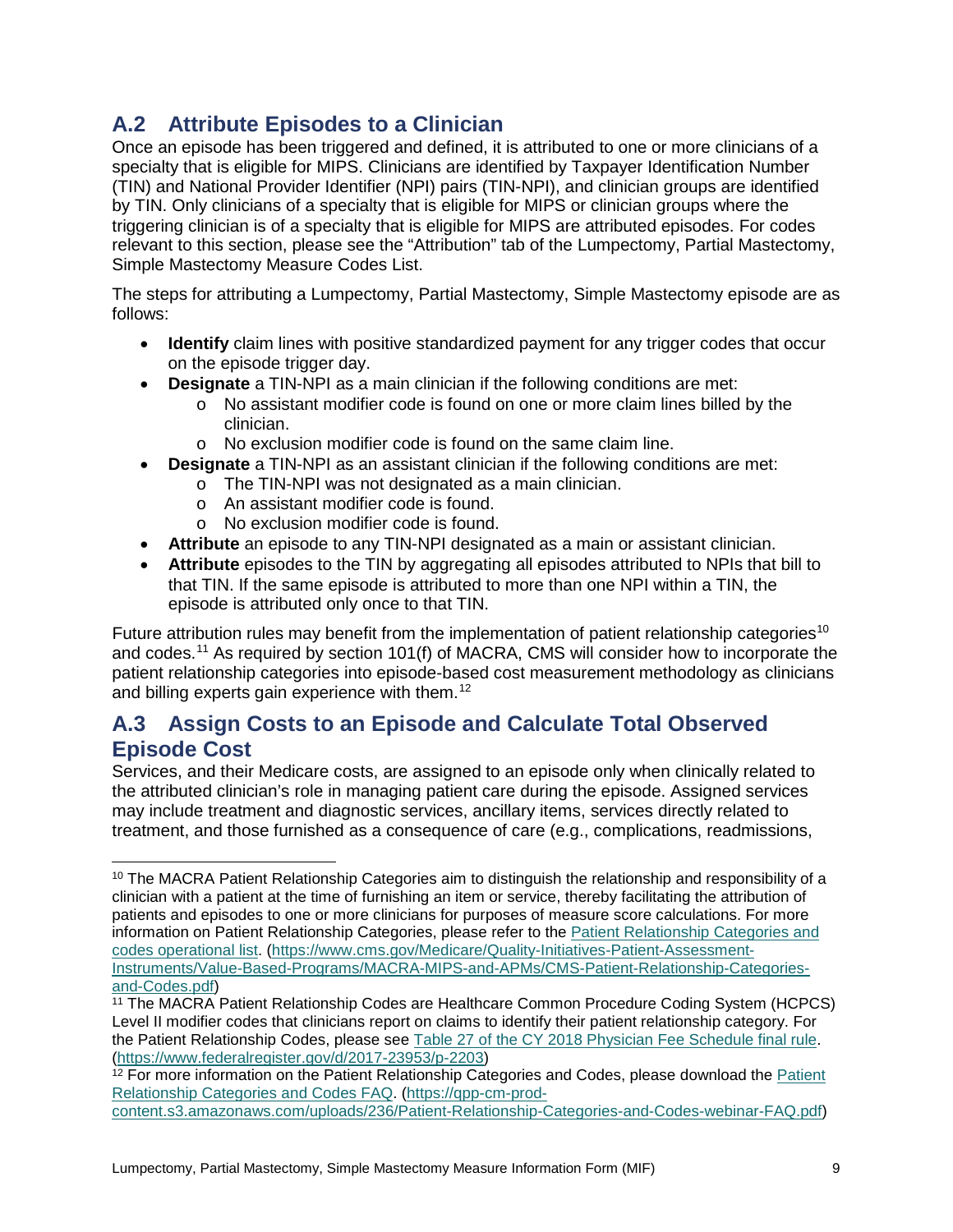## A.2 Attribute Episodes to a Clinician

Once an episode has been triggered and defined, it is attributed to one or more clinicians of a specialty that is eligible for MIPS. Clinicians are identified by Taxpayer Identification Number (TIN) and National Provider Identifier (NPI) pairs (TIN-NPI), and clinician groups are identified by TIN. Only clinicians of a specialty that is eligible for MIPS or clinician groups where the triggering clinician is of a specialty that is eligible for MIPS are attributed episodes. For codes relevant to this section, please see the "Attribution" tab of the Lumpectomy, Partial Mastectomy, Simple Mastectomy Measure Codes List.

The steps for attributing a Lumpectomy, Partial Mastectomy, Simple Mastectomy episode are as follows:

- **Identify** claim lines with positive standardized payment for any trigger codes that occur on the episode trigger day.
- **Designate** a TIN-NPI as a main clinician if the following conditions are met:
  - No assistant modifier code is found on one or more claim lines billed by the clinician.
  - No exclusion modifier code is found on the same claim line.
- **Designate** a TIN-NPI as an assistant clinician if the following conditions are met:
  - The TIN-NPI was not designated as a main clinician.
  - An assistant modifier code is found.
  - No exclusion modifier code is found.
- **Attribute** an episode to any TIN-NPI designated as a main or assistant clinician.
- **Attribute** episodes to the TIN by aggregating all episodes attributed to NPIs that bill to that TIN. If the same episode is attributed to more than one NPI within a TIN, the episode is attributed only once to that TIN.

Future attribution rules may benefit from the implementation of patient relationship categories[10] and codes.[11] As required by section 101(f) of MACRA, CMS will consider how to incorporate the patient relationship categories into episode-based cost measurement methodology as clinicians and billing experts gain experience with them.[12]

## A.3 Assign Costs to an Episode and Calculate Total Observed Episode Cost

Services, and their Medicare costs, are assigned to an episode only when clinically related to the attributed clinician's role in managing patient care during the episode. Assigned services may include treatment and diagnostic services, ancillary items, services directly related to treatment, and those furnished as a consequence of care (e.g., complications, readmissions,

---

[10] The MACRA Patient Relationship Categories aim to distinguish the relationship and responsibility of a clinician with a patient at the time of furnishing an item or service, thereby facilitating the attribution of patients and episodes to one or more clinicians for purposes of measure score calculations. For more information on Patient Relationship Categories, please refer to the Patient Relationship Categories and codes operational list. (https://www.cms.gov/Medicare/Quality-Initiatives-Patient-Assessment-Instruments/Value-Based-Programs/MACRA-MIPS-and-APMs/CMS-Patient-Relationship-Categories-and-Codes.pdf)

[11] The MACRA Patient Relationship Codes are Healthcare Common Procedure Coding System (HCPCS) Level II modifier codes that clinicians report on claims to identify their patient relationship category. For the Patient Relationship Codes, please see Table 27 of the CY 2018 Physician Fee Schedule final rule. (https://www.federalregister.gov/d/2017-23953/p-2203)

[12] For more information on the Patient Relationship Categories and Codes, please download the Patient Relationship Categories and Codes FAQ. (https://qpp-cm-prod-content.s3.amazonaws.com/uploads/236/Patient-Relationship-Categories-and-Codes-webinar-FAQ.pdf)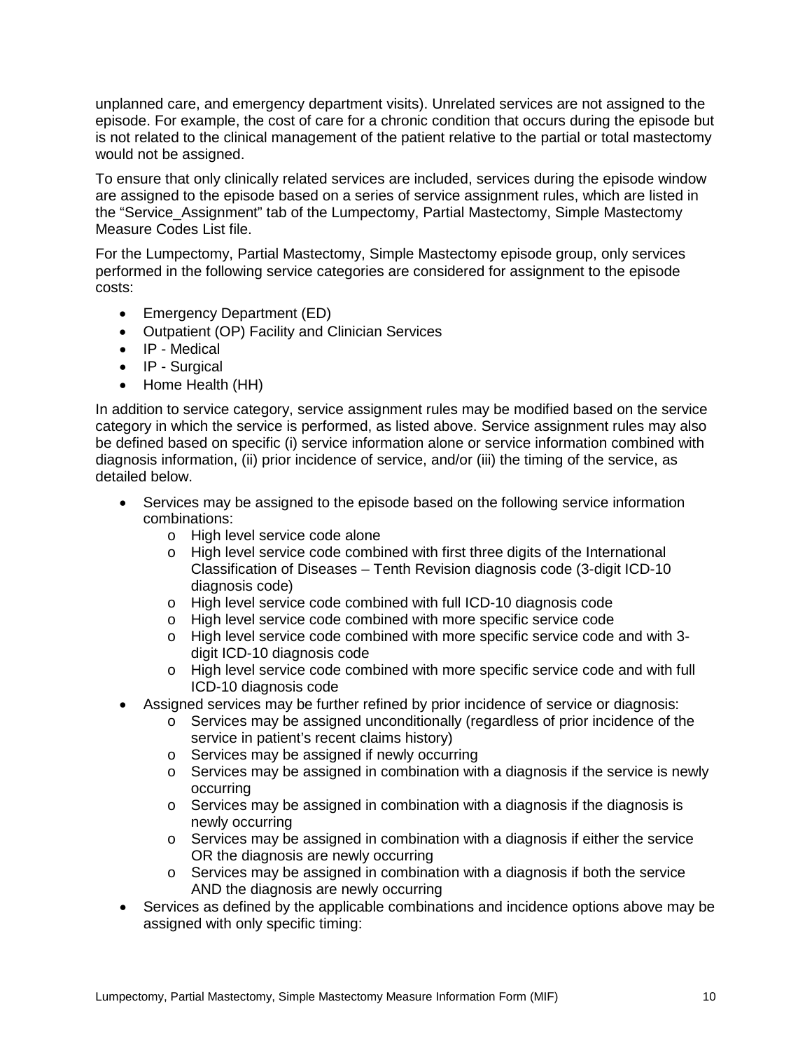unplanned care, and emergency department visits). Unrelated services are not assigned to the episode. For example, the cost of care for a chronic condition that occurs during the episode but is not related to the clinical management of the patient relative to the partial or total mastectomy would not be assigned.

To ensure that only clinically related services are included, services during the episode window are assigned to the episode based on a series of service assignment rules, which are listed in the "Service_Assignment" tab of the Lumpectomy, Partial Mastectomy, Simple Mastectomy Measure Codes List file.

For the Lumpectomy, Partial Mastectomy, Simple Mastectomy episode group, only services performed in the following service categories are considered for assignment to the episode costs:

- Emergency Department (ED)
- Outpatient (OP) Facility and Clinician Services
- IP - Medical
- IP - Surgical
- Home Health (HH)

In addition to service category, service assignment rules may be modified based on the service category in which the service is performed, as listed above. Service assignment rules may also be defined based on specific (i) service information alone or service information combined with diagnosis information, (ii) prior incidence of service, and/or (iii) the timing of the service, as detailed below.

- Services may be assigned to the episode based on the following service information combinations:
  - High level service code alone
  - High level service code combined with first three digits of the International Classification of Diseases – Tenth Revision diagnosis code (3-digit ICD-10 diagnosis code)
  - High level service code combined with full ICD-10 diagnosis code
  - High level service code combined with more specific service code
  - High level service code combined with more specific service code and with 3-digit ICD-10 diagnosis code
  - High level service code combined with more specific service code and with full ICD-10 diagnosis code
- Assigned services may be further refined by prior incidence of service or diagnosis:
  - Services may be assigned unconditionally (regardless of prior incidence of the service in patient's recent claims history)
  - Services may be assigned if newly occurring
  - Services may be assigned in combination with a diagnosis if the service is newly occurring
  - Services may be assigned in combination with a diagnosis if the diagnosis is newly occurring
  - Services may be assigned in combination with a diagnosis if either the service OR the diagnosis are newly occurring
  - Services may be assigned in combination with a diagnosis if both the service AND the diagnosis are newly occurring
- Services as defined by the applicable combinations and incidence options above may be assigned with only specific timing: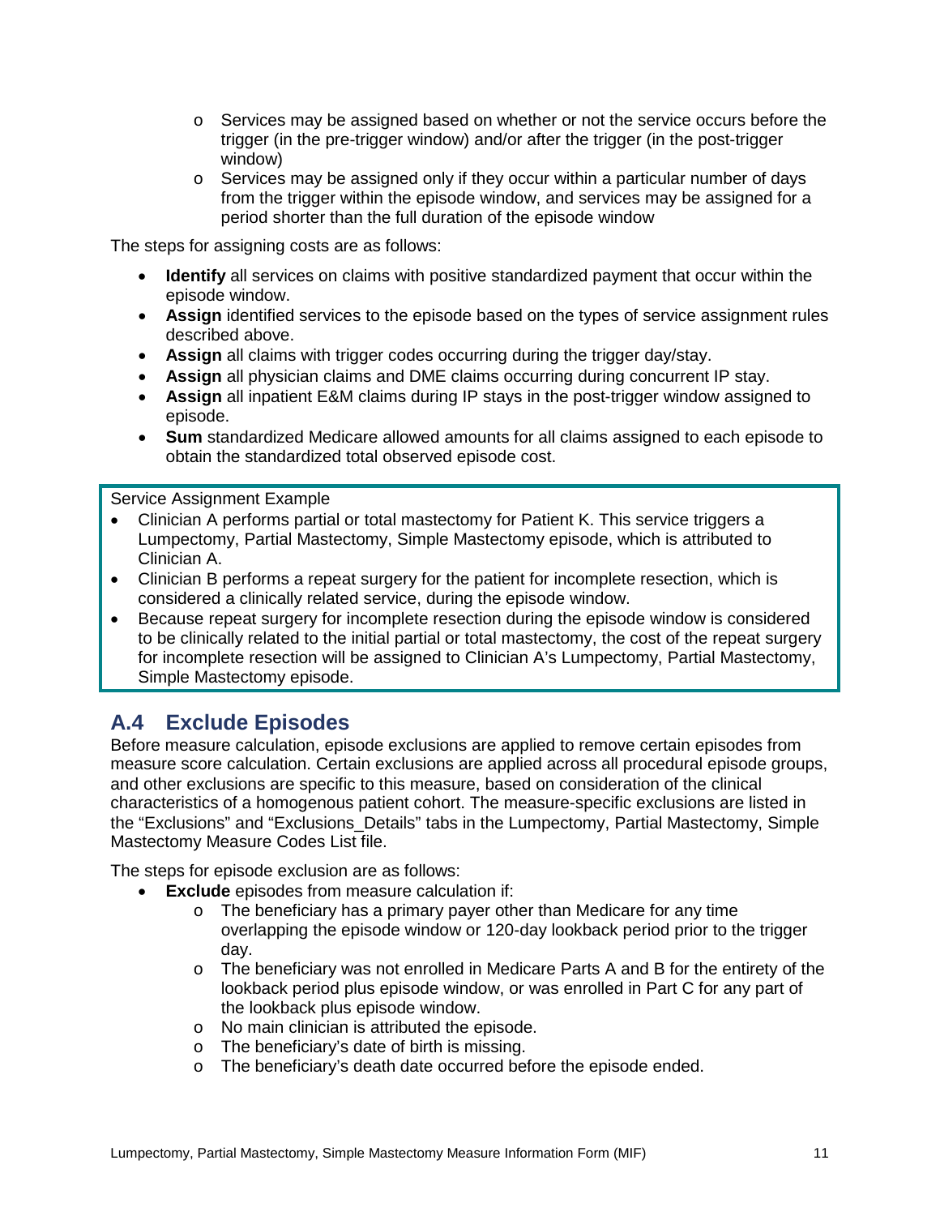- Services may be assigned based on whether or not the service occurs before the trigger (in the pre-trigger window) and/or after the trigger (in the post-trigger window)
    - Services may be assigned only if they occur within a particular number of days from the trigger within the episode window, and services may be assigned for a period shorter than the full duration of the episode window

The steps for assigning costs are as follows:

- **Identify** all services on claims with positive standardized payment that occur within the episode window.
- **Assign** identified services to the episode based on the types of service assignment rules described above.
- **Assign** all claims with trigger codes occurring during the trigger day/stay.
- **Assign** all physician claims and DME claims occurring during concurrent IP stay.
- **Assign** all inpatient E&M claims during IP stays in the post-trigger window assigned to episode.
- **Sum** standardized Medicare allowed amounts for all claims assigned to each episode to obtain the standardized total observed episode cost.

> Service Assignment Example
>
> - Clinician A performs partial or total mastectomy for Patient K. This service triggers a Lumpectomy, Partial Mastectomy, Simple Mastectomy episode, which is attributed to Clinician A.
> - Clinician B performs a repeat surgery for the patient for incomplete resection, which is considered a clinically related service, during the episode window.
> - Because repeat surgery for incomplete resection during the episode window is considered to be clinically related to the initial partial or total mastectomy, the cost of the repeat surgery for incomplete resection will be assigned to Clinician A's Lumpectomy, Partial Mastectomy, Simple Mastectomy episode.

## A.4 Exclude Episodes

Before measure calculation, episode exclusions are applied to remove certain episodes from measure score calculation. Certain exclusions are applied across all procedural episode groups, and other exclusions are specific to this measure, based on consideration of the clinical characteristics of a homogenous patient cohort. The measure-specific exclusions are listed in the "Exclusions" and "Exclusions_Details" tabs in the Lumpectomy, Partial Mastectomy, Simple Mastectomy Measure Codes List file.

The steps for episode exclusion are as follows:

- **Exclude** episodes from measure calculation if:
    - The beneficiary has a primary payer other than Medicare for any time overlapping the episode window or 120-day lookback period prior to the trigger day.
    - The beneficiary was not enrolled in Medicare Parts A and B for the entirety of the lookback period plus episode window, or was enrolled in Part C for any part of the lookback plus episode window.
    - No main clinician is attributed the episode.
    - The beneficiary's date of birth is missing.
    - The beneficiary's death date occurred before the episode ended.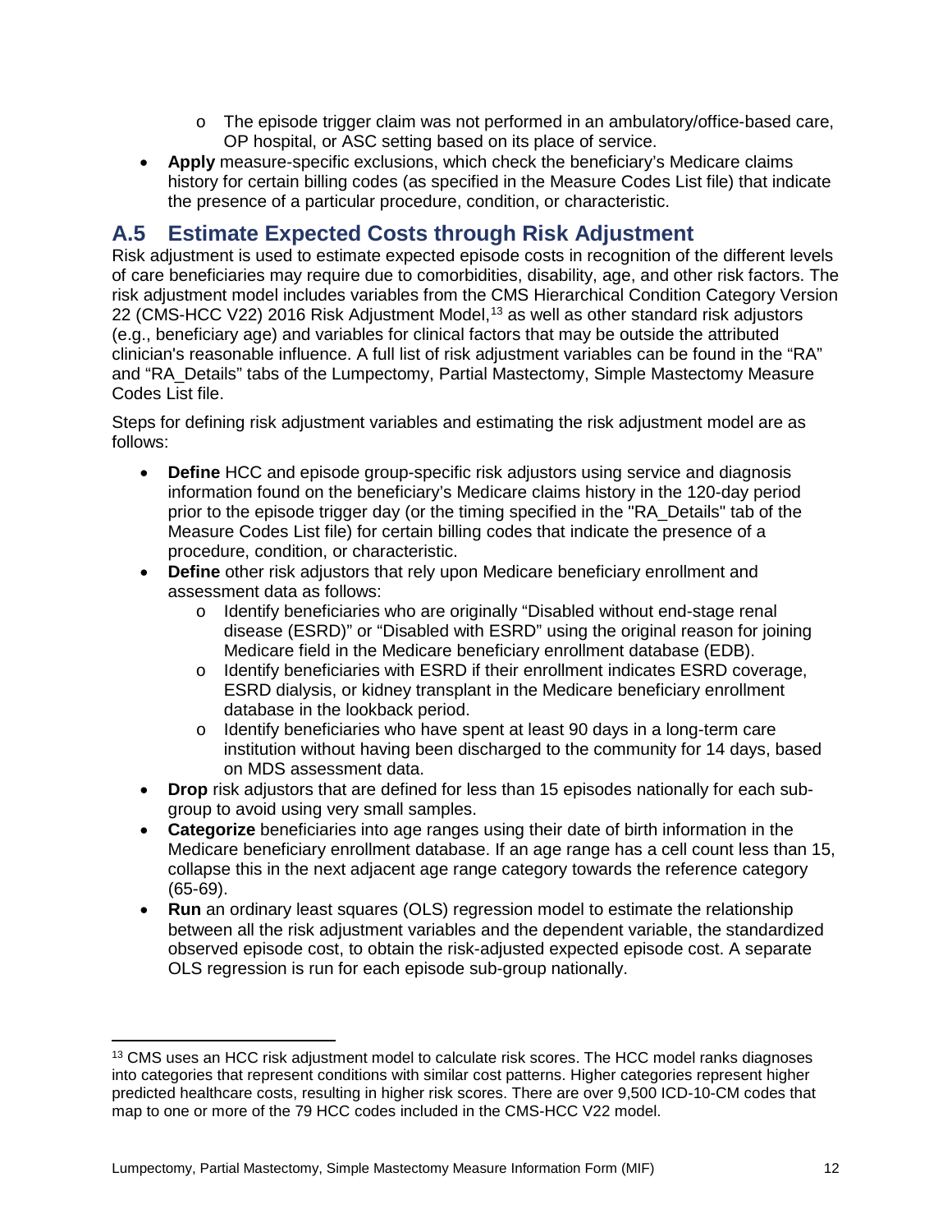- The episode trigger claim was not performed in an ambulatory/office-based care, OP hospital, or ASC setting based on its place of service.
- **Apply** measure-specific exclusions, which check the beneficiary's Medicare claims history for certain billing codes (as specified in the Measure Codes List file) that indicate the presence of a particular procedure, condition, or characteristic.

## A.5 Estimate Expected Costs through Risk Adjustment

Risk adjustment is used to estimate expected episode costs in recognition of the different levels of care beneficiaries may require due to comorbidities, disability, age, and other risk factors. The risk adjustment model includes variables from the CMS Hierarchical Condition Category Version 22 (CMS-HCC V22) 2016 Risk Adjustment Model,[13] as well as other standard risk adjustors (e.g., beneficiary age) and variables for clinical factors that may be outside the attributed clinician's reasonable influence. A full list of risk adjustment variables can be found in the "RA" and "RA_Details" tabs of the Lumpectomy, Partial Mastectomy, Simple Mastectomy Measure Codes List file.

Steps for defining risk adjustment variables and estimating the risk adjustment model are as follows:

- **Define** HCC and episode group-specific risk adjustors using service and diagnosis information found on the beneficiary's Medicare claims history in the 120-day period prior to the episode trigger day (or the timing specified in the "RA_Details" tab of the Measure Codes List file) for certain billing codes that indicate the presence of a procedure, condition, or characteristic.
- **Define** other risk adjustors that rely upon Medicare beneficiary enrollment and assessment data as follows:
  - Identify beneficiaries who are originally "Disabled without end-stage renal disease (ESRD)" or "Disabled with ESRD" using the original reason for joining Medicare field in the Medicare beneficiary enrollment database (EDB).
  - Identify beneficiaries with ESRD if their enrollment indicates ESRD coverage, ESRD dialysis, or kidney transplant in the Medicare beneficiary enrollment database in the lookback period.
  - Identify beneficiaries who have spent at least 90 days in a long-term care institution without having been discharged to the community for 14 days, based on MDS assessment data.
- **Drop** risk adjustors that are defined for less than 15 episodes nationally for each sub-group to avoid using very small samples.
- **Categorize** beneficiaries into age ranges using their date of birth information in the Medicare beneficiary enrollment database. If an age range has a cell count less than 15, collapse this in the next adjacent age range category towards the reference category (65-69).
- **Run** an ordinary least squares (OLS) regression model to estimate the relationship between all the risk adjustment variables and the dependent variable, the standardized observed episode cost, to obtain the risk-adjusted expected episode cost. A separate OLS regression is run for each episode sub-group nationally.

---

[13] CMS uses an HCC risk adjustment model to calculate risk scores. The HCC model ranks diagnoses into categories that represent conditions with similar cost patterns. Higher categories represent higher predicted healthcare costs, resulting in higher risk scores. There are over 9,500 ICD-10-CM codes that map to one or more of the 79 HCC codes included in the CMS-HCC V22 model.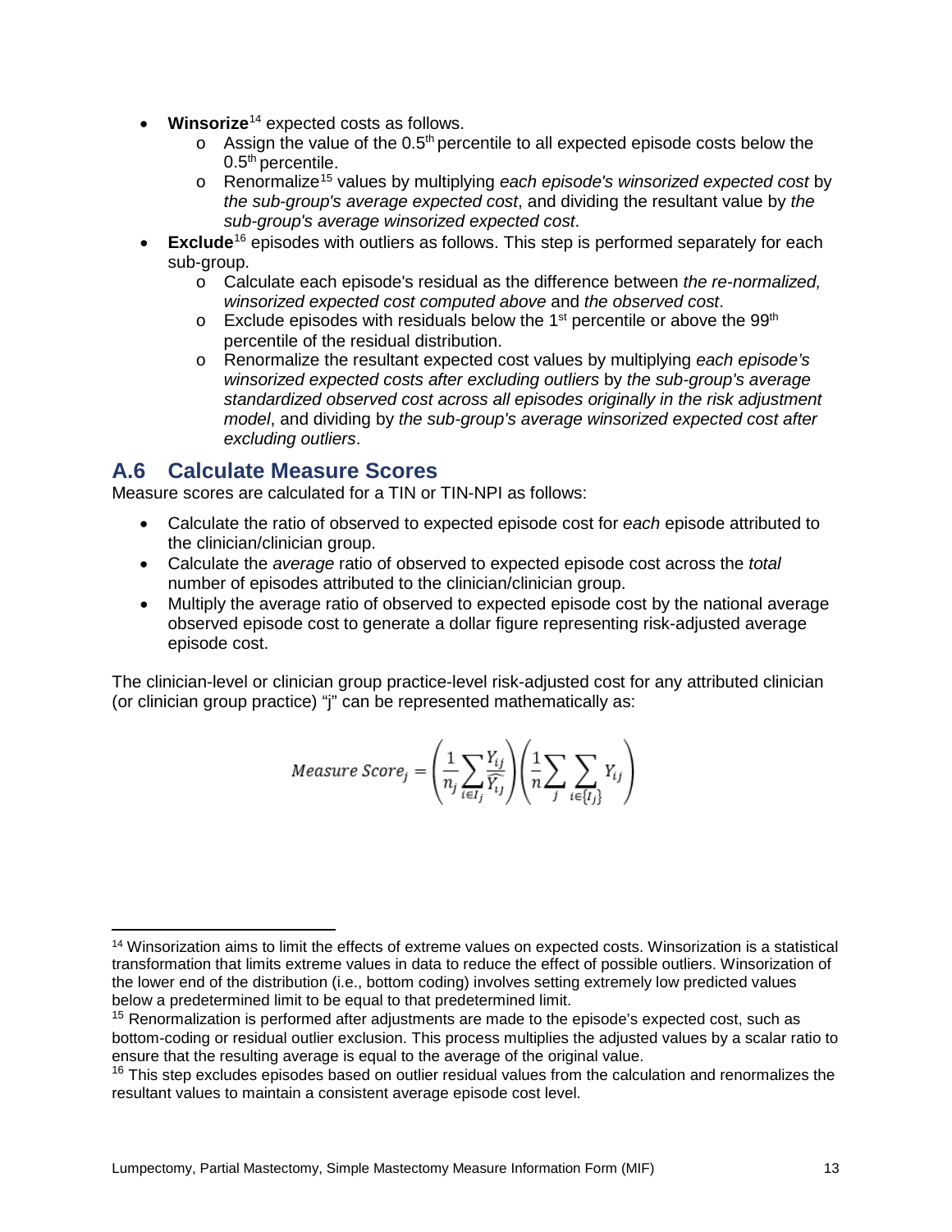- **Winsorize**[14] expected costs as follows.
  - Assign the value of the 0.5th percentile to all expected episode costs below the 0.5th percentile.
  - Renormalize[15] values by multiplying *each episode's winsorized expected cost* by *the sub-group's average expected cost*, and dividing the resultant value by *the sub-group's average winsorized expected cost*.
- **Exclude**[16] episodes with outliers as follows. This step is performed separately for each sub-group.
  - Calculate each episode's residual as the difference between *the re-normalized, winsorized expected cost computed above* and *the observed cost*.
  - Exclude episodes with residuals below the 1st percentile or above the 99th percentile of the residual distribution.
  - Renormalize the resultant expected cost values by multiplying *each episode's winsorized expected costs after excluding outliers* by *the sub-group's average standardized observed cost across all episodes originally in the risk adjustment model*, and dividing by *the sub-group's average winsorized expected cost after excluding outliers*.

## A.6 Calculate Measure Scores

Measure scores are calculated for a TIN or TIN-NPI as follows:

- Calculate the ratio of observed to expected episode cost for *each* episode attributed to the clinician/clinician group.
- Calculate the *average* ratio of observed to expected episode cost across the *total* number of episodes attributed to the clinician/clinician group.
- Multiply the average ratio of observed to expected episode cost by the national average observed episode cost to generate a dollar figure representing risk-adjusted average episode cost.

The clinician-level or clinician group practice-level risk-adjusted cost for any attributed clinician (or clinician group practice) "j" can be represented mathematically as:

$$Measure\ Score_j = \left(\frac{1}{n_j}\sum_{i \in I_j}\frac{Y_{ij}}{\widehat{Y_{ij}}}\right)\left(\frac{1}{n}\sum_{j}\sum_{i \in \{I_j\}} Y_{ij}\right)$$

---

[14] Winsorization aims to limit the effects of extreme values on expected costs. Winsorization is a statistical transformation that limits extreme values in data to reduce the effect of possible outliers. Winsorization of the lower end of the distribution (i.e., bottom coding) involves setting extremely low predicted values below a predetermined limit to be equal to that predetermined limit.

[15] Renormalization is performed after adjustments are made to the episode's expected cost, such as bottom-coding or residual outlier exclusion. This process multiplies the adjusted values by a scalar ratio to ensure that the resulting average is equal to the average of the original value.

[16] This step excludes episodes based on outlier residual values from the calculation and renormalizes the resultant values to maintain a consistent average episode cost level.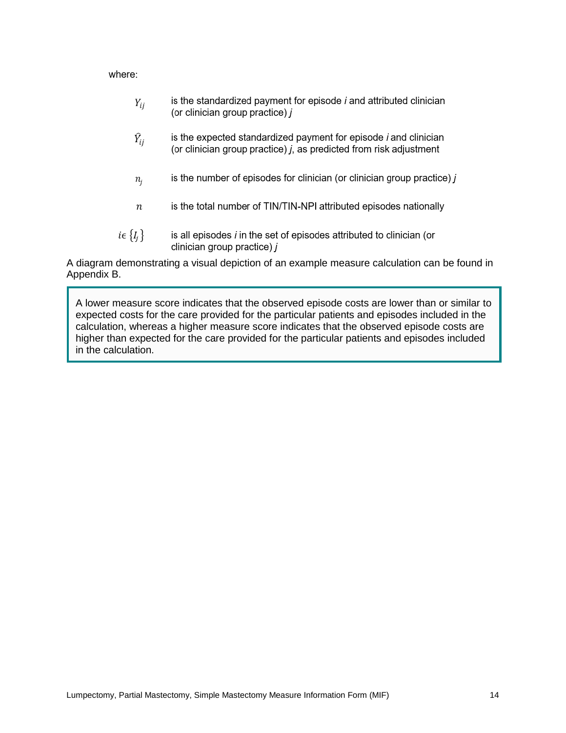where:

| | |
|---|---|
| $Y_{ij}$ | is the standardized payment for episode *i* and attributed clinician (or clinician group practice) *j* |
| $\hat{Y}_{ij}$ | is the expected standardized payment for episode *i* and clinician (or clinician group practice) *j*, as predicted from risk adjustment |
| $n_j$ | is the number of episodes for clinician (or clinician group practice) *j* |
| $n$ | is the total number of TIN/TIN-NPI attributed episodes nationally |
| $i \epsilon \{I_j\}$ | is all episodes *i* in the set of episodes attributed to clinician (or clinician group practice) *j* |

A diagram demonstrating a visual depiction of an example measure calculation can be found in Appendix B.

> A lower measure score indicates that the observed episode costs are lower than or similar to expected costs for the care provided for the particular patients and episodes included in the calculation, whereas a higher measure score indicates that the observed episode costs are higher than expected for the care provided for the particular patients and episodes included in the calculation.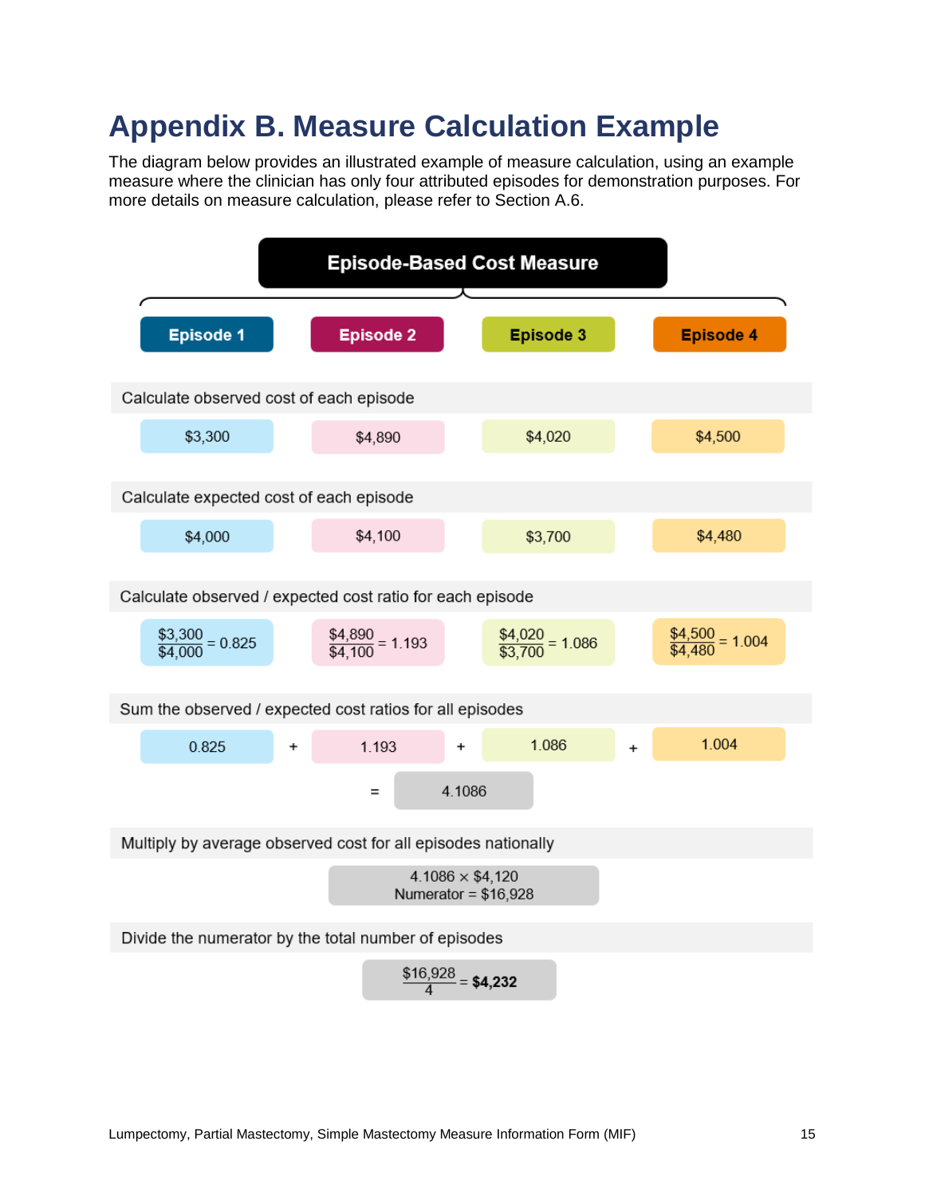# Appendix B. Measure Calculation Example

The diagram below provides an illustrated example of measure calculation, using an example measure where the clinician has only four attributed episodes for demonstration purposes. For more details on measure calculation, please refer to Section A.6.

**Episode-Based Cost Measure**

| | Episode 1 | Episode 2 | Episode 3 | Episode 4 |
|---|---|---|---|---|
| Calculate observed cost of each episode | \$3,300 | \$4,890 | \$4,020 | \$4,500 |
| Calculate expected cost of each episode | \$4,000 | \$4,100 | \$3,700 | \$4,480 |
| Calculate observed / expected cost ratio for each episode | $\frac{\$3,300}{\$4,000} = 0.825$ | $\frac{\$4,890}{\$4,100} = 1.193$ | $\frac{\$4,020}{\$3,700} = 1.086$ | $\frac{\$4,500}{\$4,480} = 1.004$ |

Sum the observed / expected cost ratios for all episodes

$$0.825 + 1.193 + 1.086 + 1.004 = 4.1086$$

Multiply by average observed cost for all episodes nationally

$$4.1086 \times \$4,120$$

Numerator = \$16,928

Divide the numerator by the total number of episodes

$$\frac{\$16,928}{4} = \mathbf{\$4,232}$$